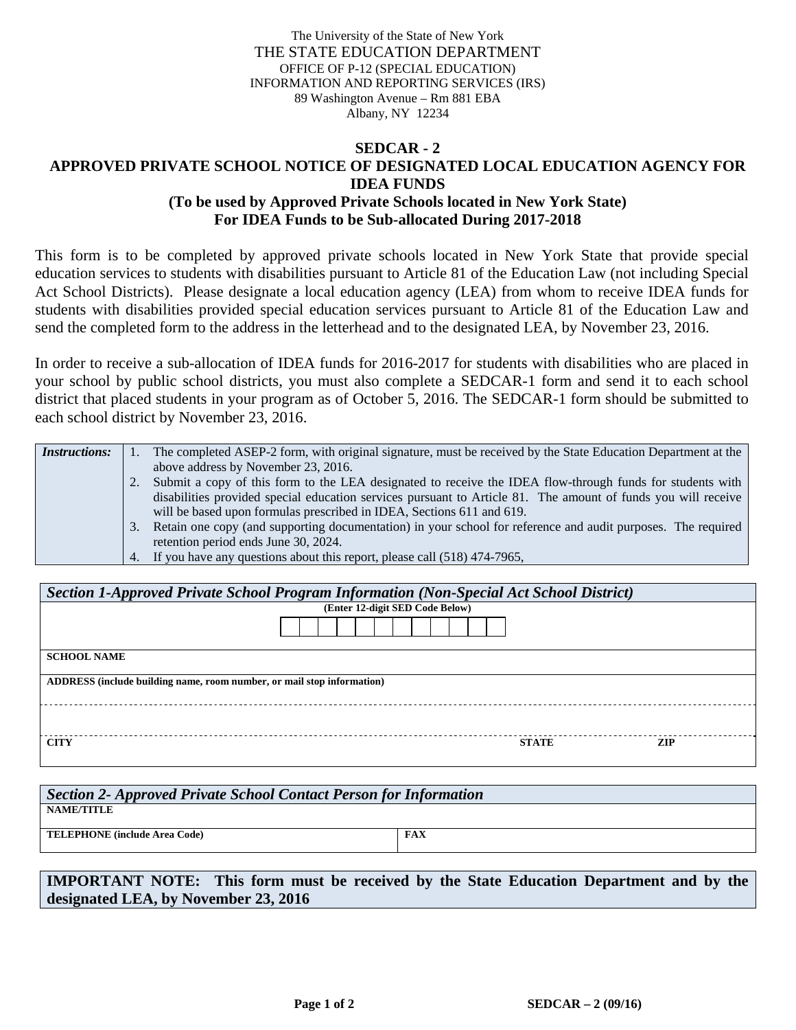The University of the State of New York
THE STATE EDUCATION DEPARTMENT
OFFICE OF P-12 (SPECIAL EDUCATION)
INFORMATION AND REPORTING SERVICES (IRS)
89 Washington Avenue – Rm 881 EBA
Albany, NY 12234

# SEDCAR - 2
# APPROVED PRIVATE SCHOOL NOTICE OF DESIGNATED LOCAL EDUCATION AGENCY FOR IDEA FUNDS
## (To be used by Approved Private Schools located in New York State)
## For IDEA Funds to be Sub-allocated During 2017-2018

This form is to be completed by approved private schools located in New York State that provide special education services to students with disabilities pursuant to Article 81 of the Education Law (not including Special Act School Districts). Please designate a local education agency (LEA) from whom to receive IDEA funds for students with disabilities provided special education services pursuant to Article 81 of the Education Law and send the completed form to the address in the letterhead and to the designated LEA, by November 23, 2016.

In order to receive a sub-allocation of IDEA funds for 2016-2017 for students with disabilities who are placed in your school by public school districts, you must also complete a SEDCAR-1 form and send it to each school district that placed students in your program as of October 5, 2016. The SEDCAR-1 form should be submitted to each school district by November 23, 2016.

| *Instructions:* | 1. The completed ASEP-2 form, with original signature, must be received by the State Education Department at the above address by November 23, 2016.<br>2. Submit a copy of this form to the LEA designated to receive the IDEA flow-through funds for students with disabilities provided special education services pursuant to Article 81. The amount of funds you will receive will be based upon formulas prescribed in IDEA, Sections 611 and 619.<br>3. Retain one copy (and supporting documentation) in your school for reference and audit purposes. The required retention period ends June 30, 2024.<br>4. If you have any questions about this report, please call (518) 474-7965, |
|---|---|

| ***Section 1-Approved Private School Program Information (Non-Special Act School District)*** | | |
|---|---|---|
| **(Enter 12-digit SED Code Below)** | | |
| **SCHOOL NAME** | | |
| **ADDRESS (include building name, room number, or mail stop information)** | | |
| | | |
| **CITY** | **STATE** | **ZIP** |

| ***Section 2- Approved Private School Contact Person for Information*** | |
|---|---|
| **NAME/TITLE** | |
| **TELEPHONE (include Area Code)** | **FAX** |

**IMPORTANT NOTE: This form must be received by the State Education Department and by the designated LEA, by November 23, 2016**

SEDCAR – 2 (09/16)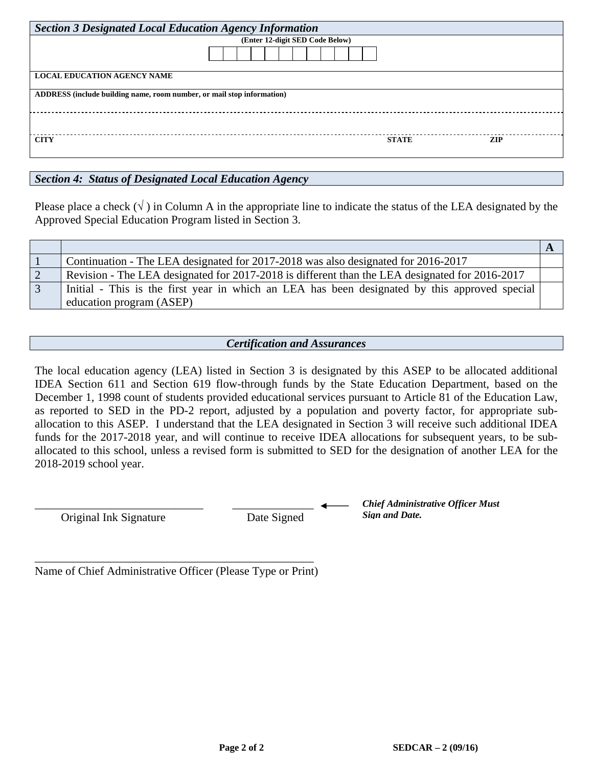## *Section 3 Designated Local Education Agency Information*

**(Enter 12-digit SED Code Below)**

| | | | | | | | | | | | |
|---|---|---|---|---|---|---|---|---|---|---|---|
| | | | | | | | | | | | |

**LOCAL EDUCATION AGENCY NAME**

**ADDRESS (include building name, room number, or mail stop information)**

**CITY** **STATE** **ZIP**

## *Section 4: Status of Designated Local Education Agency*

Please place a check (√ ) in Column A in the appropriate line to indicate the status of the LEA designated by the Approved Special Education Program listed in Section 3.

| | | A |
|---|---|---|
| 1 | Continuation - The LEA designated for 2017-2018 was also designated for 2016-2017 | |
| 2 | Revision - The LEA designated for 2017-2018 is different than the LEA designated for 2016-2017 | |
| 3 | Initial - This is the first year in which an LEA has been designated by this approved special education program (ASEP) | |

## *Certification and Assurances*

The local education agency (LEA) listed in Section 3 is designated by this ASEP to be allocated additional IDEA Section 611 and Section 619 flow-through funds by the State Education Department, based on the December 1, 1998 count of students provided educational services pursuant to Article 81 of the Education Law, as reported to SED in the PD-2 report, adjusted by a population and poverty factor, for appropriate sub-allocation to this ASEP. I understand that the LEA designated in Section 3 will receive such additional IDEA funds for the 2017-2018 year, and will continue to receive IDEA allocations for subsequent years, to be sub-allocated to this school, unless a revised form is submitted to SED for the designation of another LEA for the 2018-2019 school year.

______________________________ _______________ ←—— ***Chief Administrative Officer Must Sign and Date.***

Original Ink Signature Date Signed

__________________________________________________

Name of Chief Administrative Officer (Please Type or Print)

**SEDCAR – 2 (09/16)**